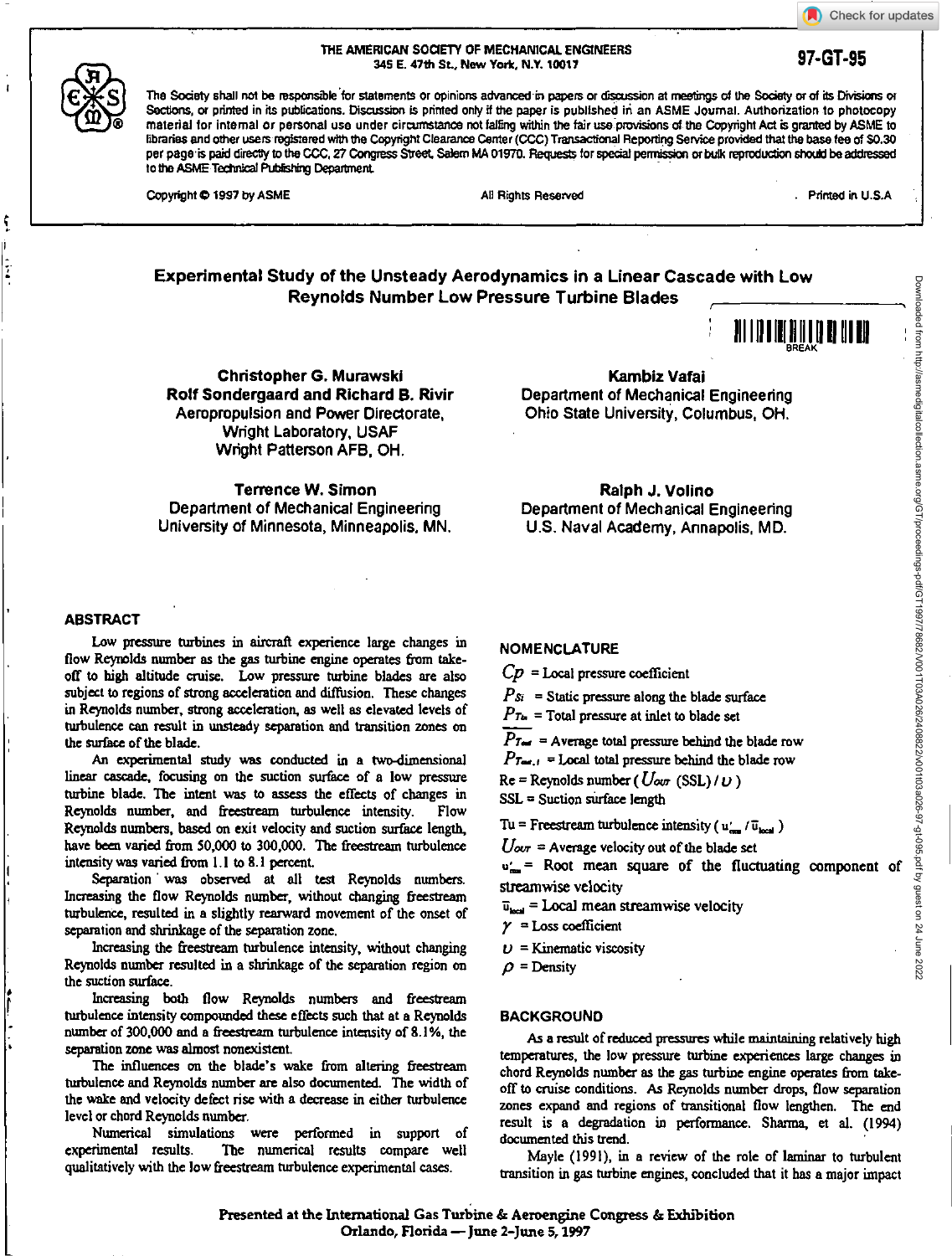THE AMERICAN SOCIETY OF MECHANICAL ENGINEERS
345 E. 47th St., New York, N.Y. 10017

97-GT-95

The Society shall not be responsible for statements or opinions advanced in papers or discussion at meetings of the Society or of its Divisions or Sections, or printed in its publications. Discussion is printed only if the paper is published in an ASME Journal. Authorization to photocopy material for internal or personal use under circumstance not falling within the fair use provisions of the Copyright Act is granted by ASME to libraries and other users registered with the Copyright Clearance Center (CCC) Transactional Reporting Service provided that the base fee of $0.30 per page is paid directly to the CCC, 27 Congress Street, Salem MA 01970. Requests for special permission or bulk reproduction should be addressed to the ASME Technical Publishing Department.

Copyright © 1997 by ASME All Rights Reserved Printed in U.S.A.

# Experimental Study of the Unsteady Aerodynamics in a Linear Cascade with Low Reynolds Number Low Pressure Turbine Blades

**Christopher G. Murawski**
**Rolf Sondergaard and Richard B. Rivir**
Aeropropulsion and Power Directorate,
Wright Laboratory, USAF
Wright Patterson AFB, OH.

**Kambiz Vafai**
Department of Mechanical Engineering
Ohio State University, Columbus, OH.

**Terrence W. Simon**
Department of Mechanical Engineering
University of Minnesota, Minneapolis, MN.

**Ralph J. Volino**
Department of Mechanical Engineering
U.S. Naval Academy, Annapolis, MD.

## ABSTRACT

Low pressure turbines in aircraft experience large changes in flow Reynolds number as the gas turbine engine operates from take-off to high altitude cruise. Low pressure turbine blades are also subject to regions of strong acceleration and diffusion. These changes in Reynolds number, strong acceleration, as well as elevated levels of turbulence can result in unsteady separation and transition zones on the surface of the blade.

An experimental study was conducted in a two-dimensional linear cascade, focusing on the suction surface of a low pressure turbine blade. The intent was to assess the effects of changes in Reynolds number, and freestream turbulence intensity. Flow Reynolds numbers, based on exit velocity and suction surface length, have been varied from 50,000 to 300,000. The freestream turbulence intensity was varied from 1.1 to 8.1 percent.

Separation was observed at all test Reynolds numbers. Increasing the flow Reynolds number, without changing freestream turbulence, resulted in a slightly rearward movement of the onset of separation and shrinkage of the separation zone.

Increasing the freestream turbulence intensity, without changing Reynolds number resulted in a shrinkage of the separation region on the suction surface.

Increasing both flow Reynolds numbers and freestream turbulence intensity compounded these effects such that at a Reynolds number of 300,000 and a freestream turbulence intensity of 8.1%, the separation zone was almost nonexistent.

The influences on the blade's wake from altering freestream turbulence and Reynolds number are also documented. The width of the wake and velocity defect rise with a decrease in either turbulence level or chord Reynolds number.

Numerical simulations were performed in support of experimental results. The numerical results compare well qualitatively with the low freestream turbulence experimental cases.

## NOMENCLATURE

$Cp$ = Local pressure coefficient

$P_{Si}$ = Static pressure along the blade surface

$P_{T_{in}}$ = Total pressure at inlet to blade set

$\overline{P_{T_{out}}}$ = Average total pressure behind the blade row

$P_{T_{out},l}$ = Local total pressure behind the blade row

Re = Reynolds number ( $U_{OUT}$ (SSL) / $\upsilon$ )

SSL = Suction surface length

Tu = Freestream turbulence intensity ( $u'_{rms} / \bar{u}_{local}$ )

$U_{OUT}$ = Average velocity out of the blade set

$u'_{rms}$ = Root mean square of the fluctuating component of streamwise velocity

$\bar{u}_{local}$ = Local mean streamwise velocity

$\gamma$ = Loss coefficient

$\upsilon$ = Kinematic viscosity

$\rho$ = Density

## BACKGROUND

As a result of reduced pressures while maintaining relatively high temperatures, the low pressure turbine experiences large changes in chord Reynolds number as the gas turbine engine operates from take-off to cruise conditions. As Reynolds number drops, flow separation zones expand and regions of transitional flow lengthen. The end result is a degradation in performance. Sharma, et al. (1994) documented this trend.

Mayle (1991), in a review of the role of laminar to turbulent transition in gas turbine engines, concluded that it has a major impact

Presented at the International Gas Turbine & Aeroengine Congress & Exhibition
Orlando, Florida — June 2–June 5, 1997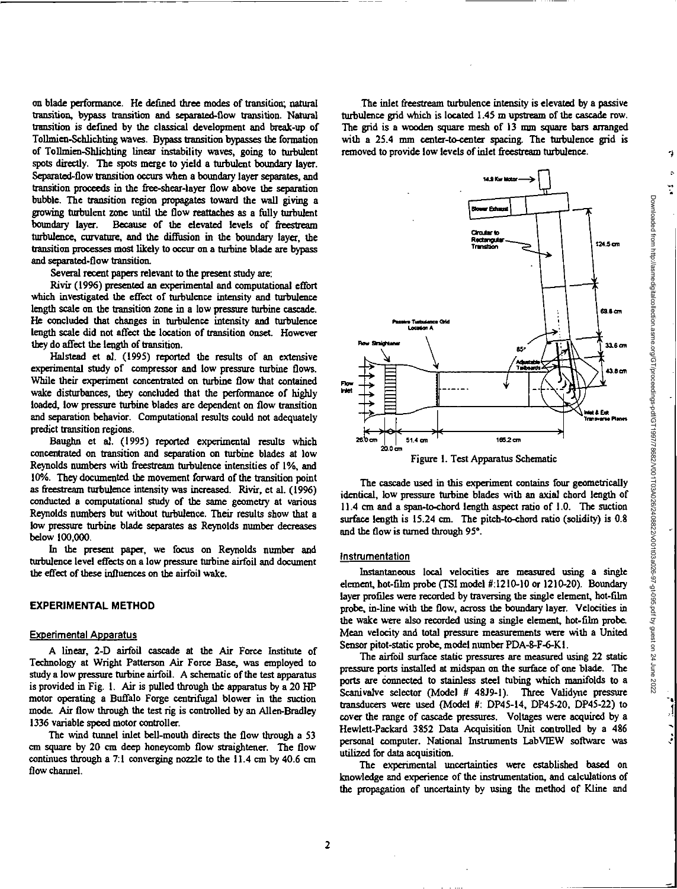on blade performance. He defined three modes of transition; natural transition, bypass transition and separated-flow transition. Natural transition is defined by the classical development and break-up of Tollmien-Schlichting waves. Bypass transition bypasses the formation of Tollmien-Shlichting linear instability waves, going to turbulent spots directly. The spots merge to yield a turbulent boundary layer. Separated-flow transition occurs when a boundary layer separates, and transition proceeds in the free-shear-layer flow above the separation bubble. The transition region propagates toward the wall giving a growing turbulent zone until the flow reattaches as a fully turbulent boundary layer. Because of the elevated levels of freestream turbulence, curvature, and the diffusion in the boundary layer, the transition processes most likely to occur on a turbine blade are bypass and separated-flow transition.

Several recent papers relevant to the present study are:

Rivir (1996) presented an experimental and computational effort which investigated the effect of turbulence intensity and turbulence length scale on the transition zone in a low pressure turbine cascade. He concluded that changes in turbulence intensity and turbulence length scale did not affect the location of transition onset. However they do affect the length of transition.

Halstead et al. (1995) reported the results of an extensive experimental study of compressor and low pressure turbine flows. While their experiment concentrated on turbine flow that contained wake disturbances, they concluded that the performance of highly loaded, low pressure turbine blades are dependent on flow transition and separation behavior. Computational results could not adequately predict transition regions.

Baughn et al. (1995) reported experimental results which concentrated on transition and separation on turbine blades at low Reynolds numbers with freestream turbulence intensities of 1%, and 10%. They documented the movement forward of the transition point as freestream turbulence intensity was increased. Rivir, et al. (1996) conducted a computational study of the same geometry at various Reynolds numbers but without turbulence. Their results show that a low pressure turbine blade separates as Reynolds number decreases below 100,000.

In the present paper, we focus on Reynolds number and turbulence level effects on a low pressure turbine airfoil and document the effect of these influences on the airfoil wake.

## EXPERIMENTAL METHOD

### Experimental Apparatus

A linear, 2-D airfoil cascade at the Air Force Institute of Technology at Wright Patterson Air Force Base, was employed to study a low pressure turbine airfoil. A schematic of the test apparatus is provided in Fig. 1. Air is pulled through the apparatus by a 20 HP motor operating a Buffalo Forge centrifugal blower in the suction mode. Air flow through the test rig is controlled by an Allen-Bradley 1336 variable speed motor controller.

The wind tunnel inlet bell-mouth directs the flow through a 53 cm square by 20 cm deep honeycomb flow straightener. The flow continues through a 7:1 converging nozzle to the 11.4 cm by 40.6 cm flow channel.

The inlet freestream turbulence intensity is elevated by a passive turbulence grid which is located 1.45 m upstream of the cascade row. The grid is a wooden square mesh of 13 mm square bars arranged with a 25.4 mm center-to-center spacing. The turbulence grid is removed to provide low levels of inlet freestream turbulence.

Figure 1. Test Apparatus Schematic

The cascade used in this experiment contains four geometrically identical, low pressure turbine blades with an axial chord length of 11.4 cm and a span-to-chord length aspect ratio of 1.0. The suction surface length is 15.24 cm. The pitch-to-chord ratio (solidity) is 0.8 and the flow is turned through 95°.

### Instrumentation

Instantaneous local velocities are measured using a single element, hot-film probe (TSI model #:1210-10 or 1210-20). Boundary layer profiles were recorded by traversing the single element, hot-film probe, in-line with the flow, across the boundary layer. Velocities in the wake were also recorded using a single element, hot-film probe. Mean velocity and total pressure measurements were with a United Sensor pitot-static probe, model number PDA-8-F-6-K1.

The airfoil surface static pressures are measured using 22 static pressure ports installed at midspan on the surface of one blade. The ports are connected to stainless steel tubing which manifolds to a Scanivalve selector (Model # 48J9-1). Three Validyne pressure transducers were used (Model #: DP45-14, DP45-20, DP45-22) to cover the range of cascade pressures. Voltages were acquired by a Hewlett-Packard 3852 Data Acquisition Unit controlled by a 486 personal computer. National Instruments LabVIEW software was utilized for data acquisition.

The experimental uncertainties were established based on knowledge and experience of the instrumentation, and calculations of the propagation of uncertainty by using the method of Kline and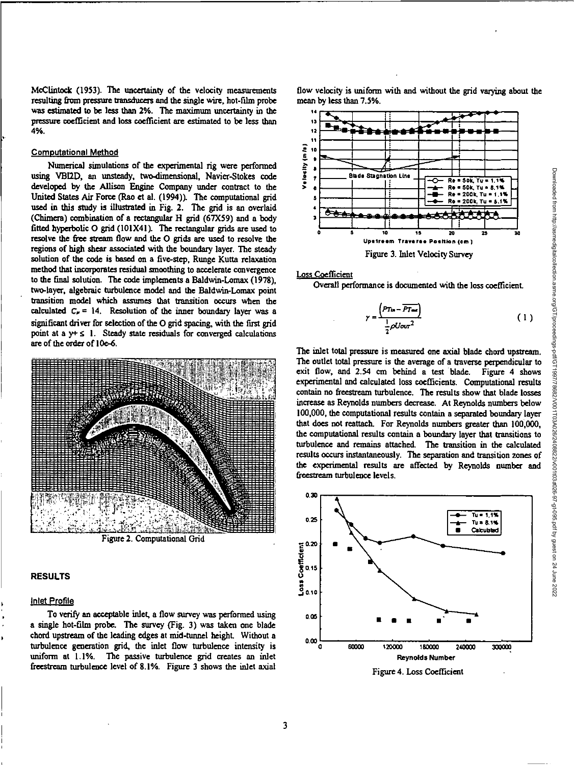McClintock (1953). The uncertainty of the velocity measurements resulting from pressure transducers and the single wire, hot-film probe was estimated to be less than 2%. The maximum uncertainty in the pressure coefficient and loss coefficient are estimated to be less than 4%.

### Computational Method

Numerical simulations of the experimental rig were performed using VBI2D, an unsteady, two-dimensional, Navier-Stokes code developed by the Allison Engine Company under contract to the United States Air Force (Rao et al. (1994)). The computational grid used in this study is illustrated in Fig. 2. The grid is an overlaid (Chimera) combination of a rectangular H grid (67X59) and a body fitted hyperbolic O grid (101X41). The rectangular grids are used to resolve the free stream flow and the O grids are used to resolve the regions of high shear associated with the boundary layer. The steady solution of the code is based on a five-step, Runge Kutta relaxation method that incorporates residual smoothing to accelerate convergence to the final solution. The code implements a Baldwin-Lomax (1978), two-layer, algebraic turbulence model and the Baldwin-Lomax point transition model which assumes that transition occurs when the calculated $C_\mu = 14$. Resolution of the inner boundary layer was a significant driver for selection of the O grid spacing, with the first grid point at a $y+ \leq 1$. Steady state residuals for converged calculations are of the order of 10e-6.

Figure 2. Computational Grid

## RESULTS

### Inlet Profile

To verify an acceptable inlet, a flow survey was performed using a single hot-film probe. The survey (Fig. 3) was taken one blade chord upstream of the leading edges at mid-tunnel height. Without a turbulence generation grid, the inlet flow turbulence intensity is uniform at 1.1%. The passive turbulence grid creates an inlet freestream turbulence level of 8.1%. Figure 3 shows the inlet axial flow velocity is uniform with and without the grid varying about the mean by less than 7.5%.

Figure 3. Inlet Velocity Survey

### Loss Coefficient

Overall performance is documented with the loss coefficient.

$$\gamma = \frac{\left(P_{T_{in}} - \overline{P_{T_{out}}}\right)}{\frac{1}{2}\rho U_{OUT}^2} \tag{1}$$

The inlet total pressure is measured one axial blade chord upstream. The outlet total pressure is the average of a traverse perpendicular to exit flow, and 2.54 cm behind a test blade. Figure 4 shows experimental and calculated loss coefficients. Computational results contain no freestream turbulence. The results show that blade losses increase as Reynolds numbers decrease. At Reynolds numbers below 100,000, the computational results contain a separated boundary layer that does not reattach. For Reynolds numbers greater than 100,000, the computational results contain a boundary layer that transitions to turbulence and remains attached. The transition in the calculated results occurs instantaneously. The separation and transition zones of the experimental results are affected by Reynolds number and freestream turbulence levels.

Figure 4. Loss Coefficient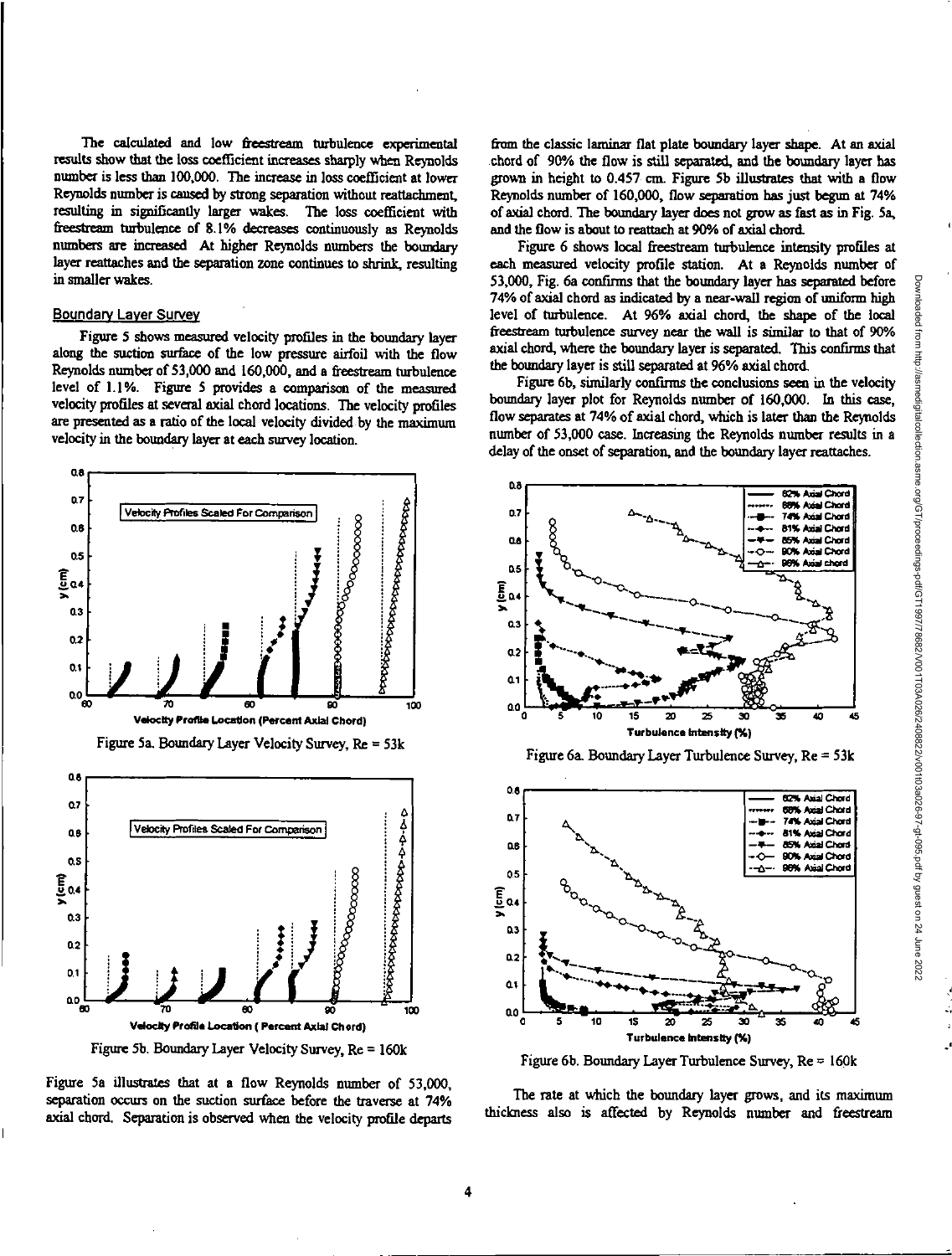The calculated and low freestream turbulence experimental results show that the loss coefficient increases sharply when Reynolds number is less than 100,000. The increase in loss coefficient at lower Reynolds number is caused by strong separation without reattachment, resulting in significantly larger wakes. The loss coefficient with freestream turbulence of 8.1% decreases continuously as Reynolds numbers are increased At higher Reynolds numbers the boundary layer reattaches and the separation zone continues to shrink, resulting in smaller wakes.

## Boundary Layer Survey

Figure 5 shows measured velocity profiles in the boundary layer along the suction surface of the low pressure airfoil with the flow Reynolds number of 53,000 and 160,000, and a freestream turbulence level of 1.1%. Figure 5 provides a comparison of the measured velocity profiles at several axial chord locations. The velocity profiles are presented as a ratio of the local velocity divided by the maximum velocity in the boundary layer at each survey location.

Figure 5a. Boundary Layer Velocity Survey, Re = 53k

Figure 5b. Boundary Layer Velocity Survey, Re = 160k

Figure 5a illustrates that at a flow Reynolds number of 53,000, separation occurs on the suction surface before the traverse at 74% axial chord. Separation is observed when the velocity profile departs from the classic laminar flat plate boundary layer shape. At an axial chord of 90% the flow is still separated, and the boundary layer has grown in height to 0.457 cm. Figure 5b illustrates that with a flow Reynolds number of 160,000, flow separation has just begun at 74% of axial chord. The boundary layer does not grow as fast as in Fig. 5a, and the flow is about to reattach at 90% of axial chord.

Figure 6 shows local freestream turbulence intensity profiles at each measured velocity profile station. At a Reynolds number of 53,000, Fig. 6a confirms that the boundary layer has separated before 74% of axial chord as indicated by a near-wall region of uniform high level of turbulence. At 96% axial chord, the shape of the local freestream turbulence survey near the wall is similar to that of 90% axial chord, where the boundary layer is separated. This confirms that the boundary layer is still separated at 96% axial chord.

Figure 6b, similarly confirms the conclusions seen in the velocity boundary layer plot for Reynolds number of 160,000. In this case, flow separates at 74% of axial chord, which is later than the Reynolds number of 53,000 case. Increasing the Reynolds number results in a delay of the onset of separation, and the boundary layer reattaches.

Figure 6a. Boundary Layer Turbulence Survey, Re = 53k

Figure 6b. Boundary Layer Turbulence Survey, Re = 160k

The rate at which the boundary layer grows, and its maximum thickness also is affected by Reynolds number and freestream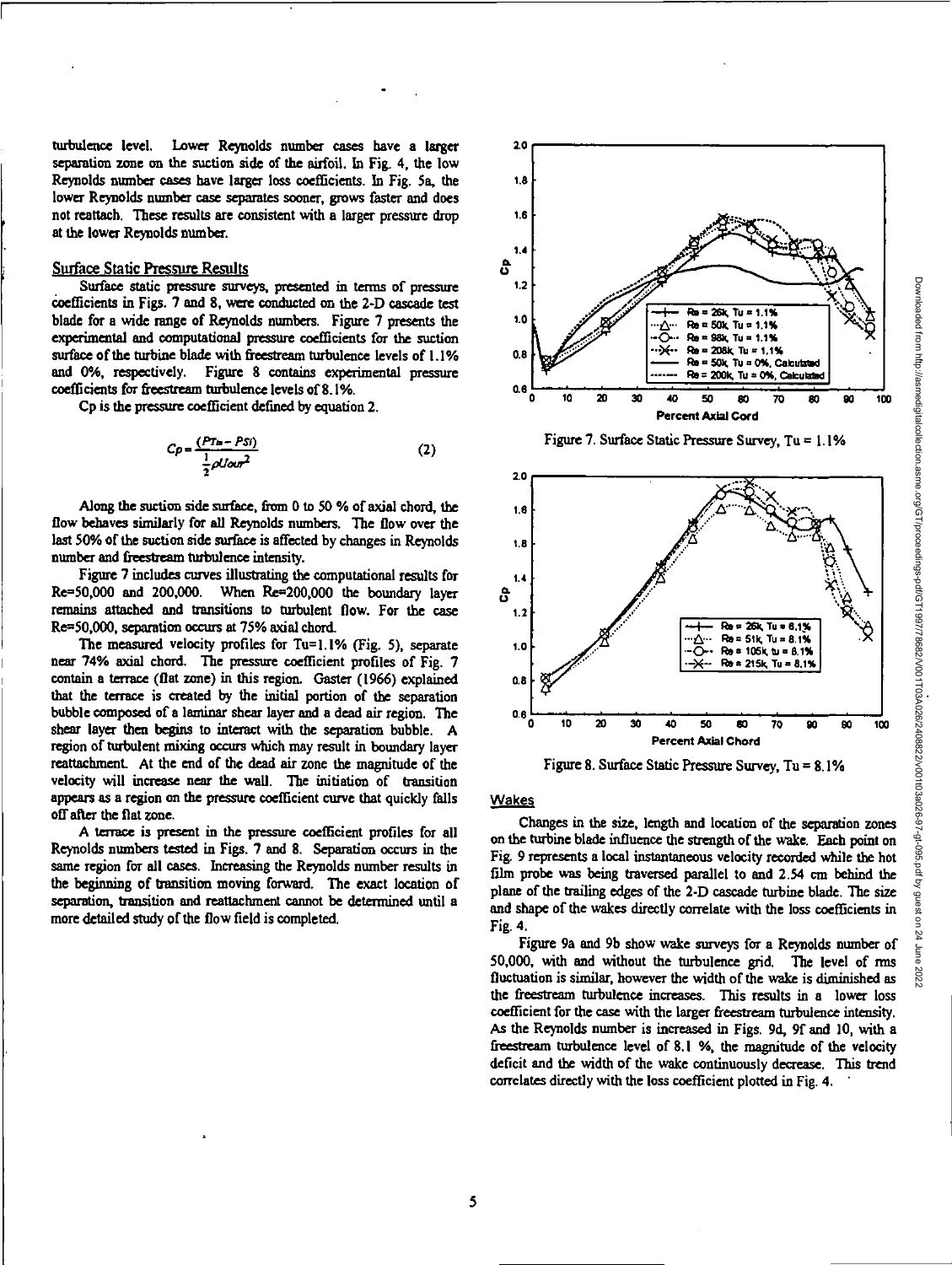turbulence level. Lower Reynolds number cases have a larger separation zone on the suction side of the airfoil. In Fig. 4, the low Reynolds number cases have larger loss coefficients. In Fig. 5a, the lower Reynolds number case separates sooner, grows faster and does not reattach. These results are consistent with a larger pressure drop at the lower Reynolds number.

## Surface Static Pressure Results

Surface static pressure surveys, presented in terms of pressure coefficients in Figs. 7 and 8, were conducted on the 2-D cascade test blade for a wide range of Reynolds numbers. Figure 7 presents the experimental and computational pressure coefficients for the suction surface of the turbine blade with freestream turbulence levels of 1.1% and 0%, respectively. Figure 8 contains experimental pressure coefficients for freestream turbulence levels of 8.1%.

Cp is the pressure coefficient defined by equation 2.

$$Cp = \frac{(PT_{in} - PSi)}{\frac{1}{2}\rho Uout^2} \qquad (2)$$

Along the suction side surface, from 0 to 50 % of axial chord, the flow behaves similarly for all Reynolds numbers. The flow over the last 50% of the suction side surface is affected by changes in Reynolds number and freestream turbulence intensity.

Figure 7 includes curves illustrating the computational results for Re=50,000 and 200,000. When Re=200,000 the boundary layer remains attached and transitions to turbulent flow. For the case Re=50,000, separation occurs at 75% axial chord.

The measured velocity profiles for Tu=1.1% (Fig. 5), separate near 74% axial chord. The pressure coefficient profiles of Fig. 7 contain a terrace (flat zone) in this region. Gaster (1966) explained that the terrace is created by the initial portion of the separation bubble composed of a laminar shear layer and a dead air region. The shear layer then begins to interact with the separation bubble. A region of turbulent mixing occurs which may result in boundary layer reattachment. At the end of the dead air zone the magnitude of the velocity will increase near the wall. The initiation of transition appears as a region on the pressure coefficient curve that quickly falls off after the flat zone.

A terrace is present in the pressure coefficient profiles for all Reynolds numbers tested in Figs. 7 and 8. Separation occurs in the same region for all cases. Increasing the Reynolds number results in the beginning of transition moving forward. The exact location of separation, transition and reattachment cannot be determined until a more detailed study of the flow field is completed.

Figure 7. Surface Static Pressure Survey, Tu = 1.1%

Figure 8. Surface Static Pressure Survey, Tu = 8.1%

## Wakes

Changes in the size, length and location of the separation zones on the turbine blade influence the strength of the wake. Each point on Fig. 9 represents a local instantaneous velocity recorded while the hot film probe was being traversed parallel to and 2.54 cm behind the plane of the trailing edges of the 2-D cascade turbine blade. The size and shape of the wakes directly correlate with the loss coefficients in Fig. 4.

Figure 9a and 9b show wake surveys for a Reynolds number of 50,000, with and without the turbulence grid. The level of rms fluctuation is similar, however the width of the wake is diminished as the freestream turbulence increases. This results in a lower loss coefficient for the case with the larger freestream turbulence intensity. As the Reynolds number is increased in Figs. 9d, 9f and 10, with a freestream turbulence level of 8.1 %, the magnitude of the velocity deficit and the width of the wake continuously decrease. This trend correlates directly with the loss coefficient plotted in Fig. 4.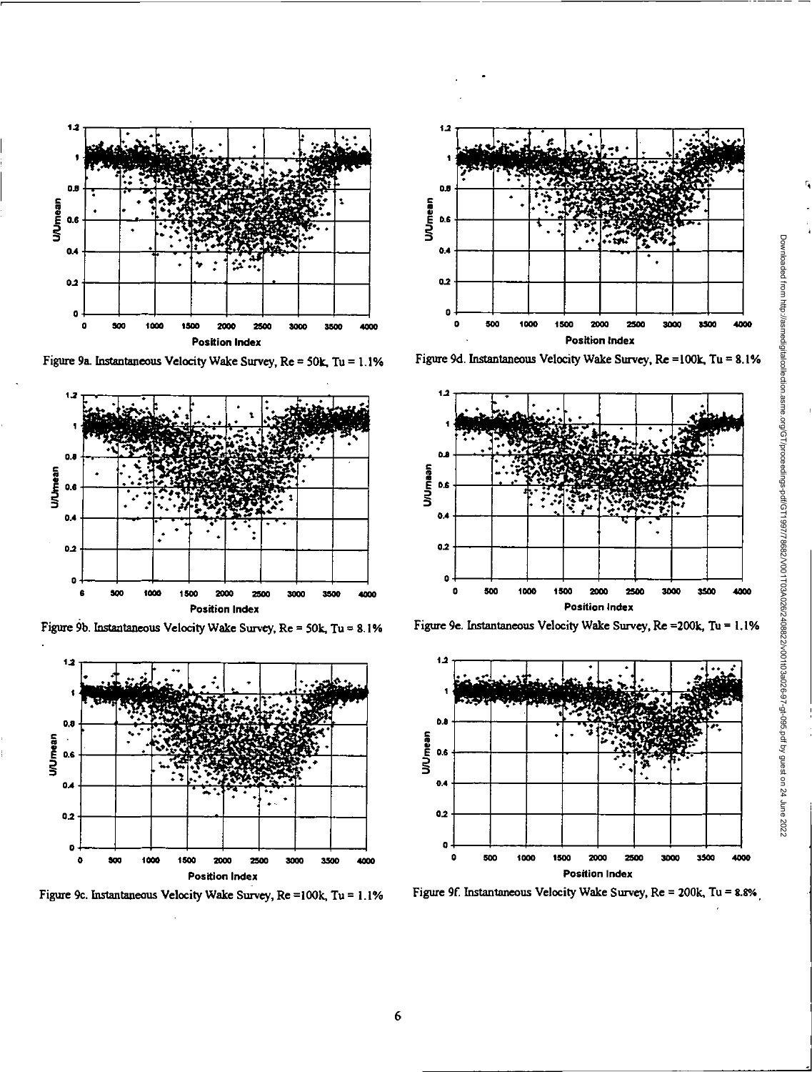Figure 9a. Instantaneous Velocity Wake Survey, Re = 50k, Tu = 1.1%

Figure 9b. Instantaneous Velocity Wake Survey, Re = 50k, Tu = 8.1%

Figure 9c. Instantaneous Velocity Wake Survey, Re =100k, Tu = 1.1%

Figure 9d. Instantaneous Velocity Wake Survey, Re =100k, Tu = 8.1%

Figure 9e. Instantaneous Velocity Wake Survey, Re =200k, Tu = 1.1%

Figure 9f. Instantaneous Velocity Wake Survey, Re = 200k, Tu = 8.8%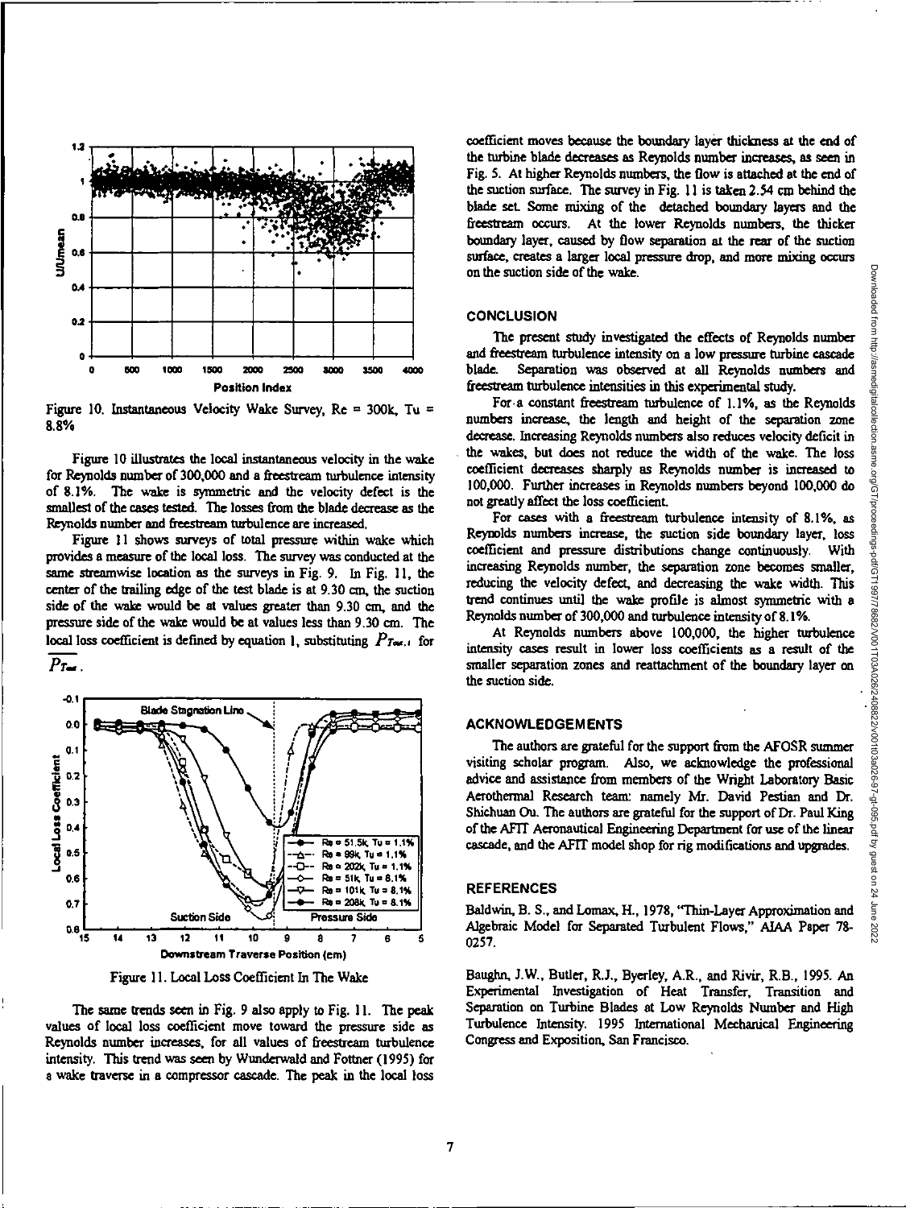Figure 10. Instantaneous Velocity Wake Survey, Re = 300k, Tu = 8.8%

Figure 10 illustrates the local instantaneous velocity in the wake for Reynolds number of 300,000 and a freestream turbulence intensity of 8.1%. The wake is symmetric and the velocity defect is the smallest of the cases tested. The losses from the blade decrease as the Reynolds number and freestream turbulence are increased.

Figure 11 shows surveys of total pressure within wake which provides a measure of the local loss. The survey was conducted at the same streamwise location as the surveys in Fig. 9. In Fig. 11, the center of the trailing edge of the test blade is at 9.30 cm, the suction side of the wake would be at values greater than 9.30 cm, and the pressure side of the wake would be at values less than 9.30 cm. The local loss coefficient is defined by equation 1, substituting $P_{Tw,i}$ for $\overline{P_{Tw}}$.

Figure 11. Local Loss Coefficient In The Wake

The same trends seen in Fig. 9 also apply to Fig. 11. The peak values of local loss coefficient move toward the pressure side as Reynolds number increases, for all values of freestream turbulence intensity. This trend was seen by Wunderwald and Fottner (1995) for a wake traverse in a compressor cascade. The peak in the local loss coefficient moves because the boundary layer thickness at the end of the turbine blade decreases as Reynolds number increases, as seen in Fig. 5. At higher Reynolds numbers, the flow is attached at the end of the suction surface. The survey in Fig. 11 is taken 2.54 cm behind the blade set. Some mixing of the detached boundary layers and the freestream occurs. At the lower Reynolds numbers, the thicker boundary layer, caused by flow separation at the rear of the suction surface, creates a larger local pressure drop, and more mixing occurs on the suction side of the wake.

## CONCLUSION

The present study investigated the effects of Reynolds number and freestream turbulence intensity on a low pressure turbine cascade blade. Separation was observed at all Reynolds numbers and freestream turbulence intensities in this experimental study.

For a constant freestream turbulence of 1.1%, as the Reynolds numbers increase, the length and height of the separation zone decrease. Increasing Reynolds numbers also reduces velocity deficit in the wakes, but does not reduce the width of the wake. The loss coefficient decreases sharply as Reynolds number is increased to 100,000. Further increases in Reynolds numbers beyond 100,000 do not greatly affect the loss coefficient.

For cases with a freestream turbulence intensity of 8.1%, as Reynolds numbers increase, the suction side boundary layer, loss coefficient and pressure distributions change continuously. With increasing Reynolds number, the separation zone becomes smaller, reducing the velocity defect, and decreasing the wake width. This trend continues until the wake profile is almost symmetric with a Reynolds number of 300,000 and turbulence intensity of 8.1%.

At Reynolds numbers above 100,000, the higher turbulence intensity cases result in lower loss coefficients as a result of the smaller separation zones and reattachment of the boundary layer on the suction side.

## ACKNOWLEDGEMENTS

The authors are grateful for the support from the AFOSR summer visiting scholar program. Also, we acknowledge the professional advice and assistance from members of the Wright Laboratory Basic Aerothermal Research team: namely Mr. David Pestian and Dr. Shichuan Ou. The authors are grateful for the support of Dr. Paul King of the AFIT Aeronautical Engineering Department for use of the linear cascade, and the AFIT model shop for rig modifications and upgrades.

## REFERENCES

Baldwin, B. S., and Lomax, H., 1978, "Thin-Layer Approximation and Algebraic Model for Separated Turbulent Flows," AIAA Paper 78-0257.

Baughn, J.W., Butler, R.J., Byerley, A.R., and Rivir, R.B., 1995. An Experimental Investigation of Heat Transfer, Transition and Separation on Turbine Blades at Low Reynolds Number and High Turbulence Intensity. 1995 International Mechanical Engineering Congress and Exposition, San Francisco.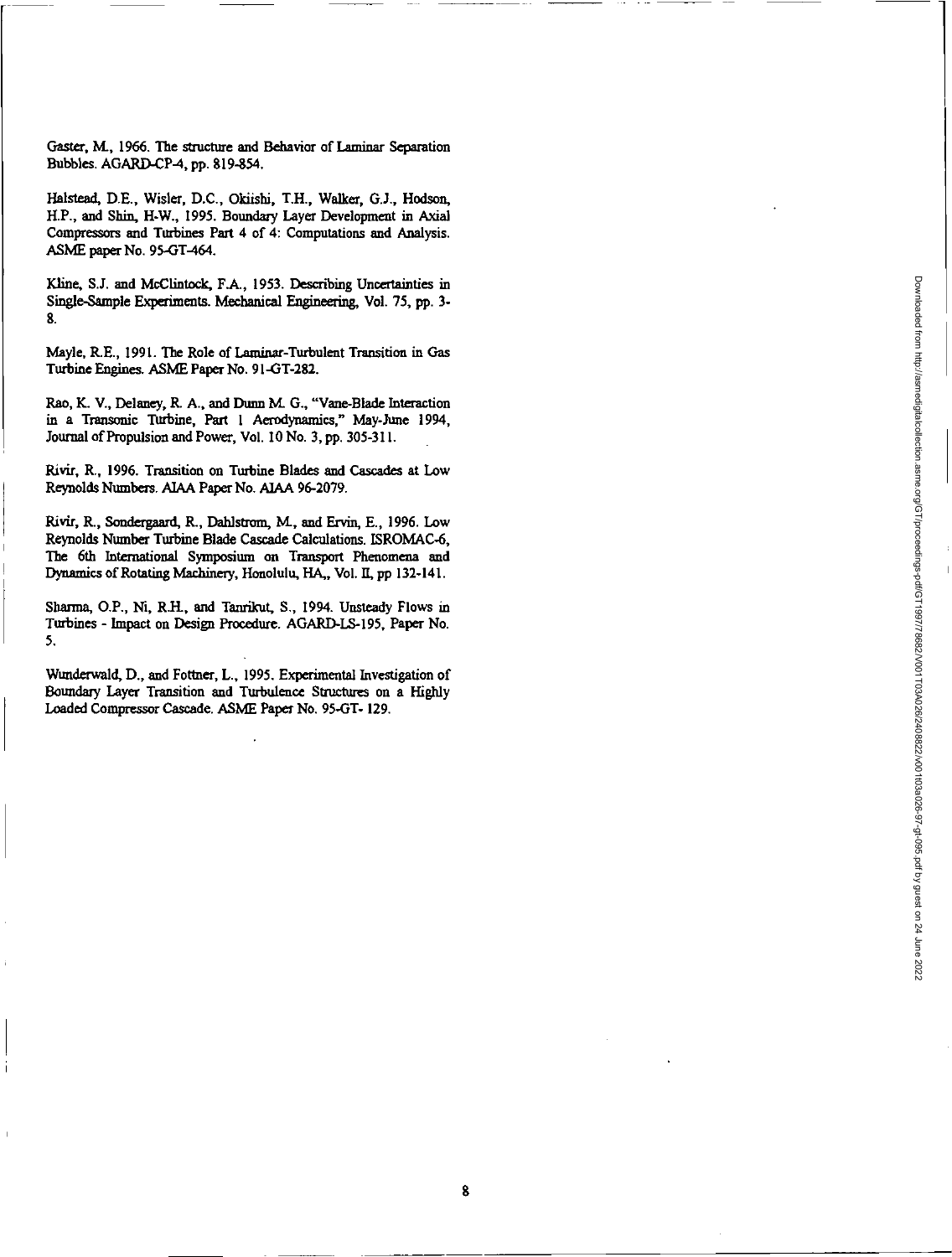Gaster, M., 1966. The structure and Behavior of Laminar Separation Bubbles. AGARD-CP-4, pp. 819-854.

Halstead, D.E., Wisler, D.C., Okiishi, T.H., Walker, G.J., Hodson, H.P., and Shin, H-W., 1995. Boundary Layer Development in Axial Compressors and Turbines Part 4 of 4: Computations and Analysis. ASME paper No. 95-GT-464.

Kline, S.J. and McClintock, F.A., 1953. Describing Uncertainties in Single-Sample Experiments. Mechanical Engineering, Vol. 75, pp. 3-8.

Mayle, R.E., 1991. The Role of Laminar-Turbulent Transition in Gas Turbine Engines. ASME Paper No. 91-GT-282.

Rao, K. V., Delaney, R. A., and Dunn M. G., "Vane-Blade Interaction in a Transonic Turbine, Part 1 Aerodynamics," May-June 1994, Journal of Propulsion and Power, Vol. 10 No. 3, pp. 305-311.

Rivir, R., 1996. Transition on Turbine Blades and Cascades at Low Reynolds Numbers. AIAA Paper No. AIAA 96-2079.

Rivir, R., Sondergaard, R., Dahlstrom, M., and Ervin, E., 1996. Low Reynolds Number Turbine Blade Cascade Calculations. ISROMAC-6, The 6th International Symposium on Transport Phenomena and Dynamics of Rotating Machinery, Honolulu, HA,, Vol. II, pp 132-141.

Sharma, O.P., Ni, R.H., and Tanrikut, S., 1994. Unsteady Flows in Turbines - Impact on Design Procedure. AGARD-LS-195, Paper No. 5.

Wunderwald, D., and Fottner, L., 1995. Experimental Investigation of Boundary Layer Transition and Turbulence Structures on a Highly Loaded Compressor Cascade. ASME Paper No. 95-GT- 129.